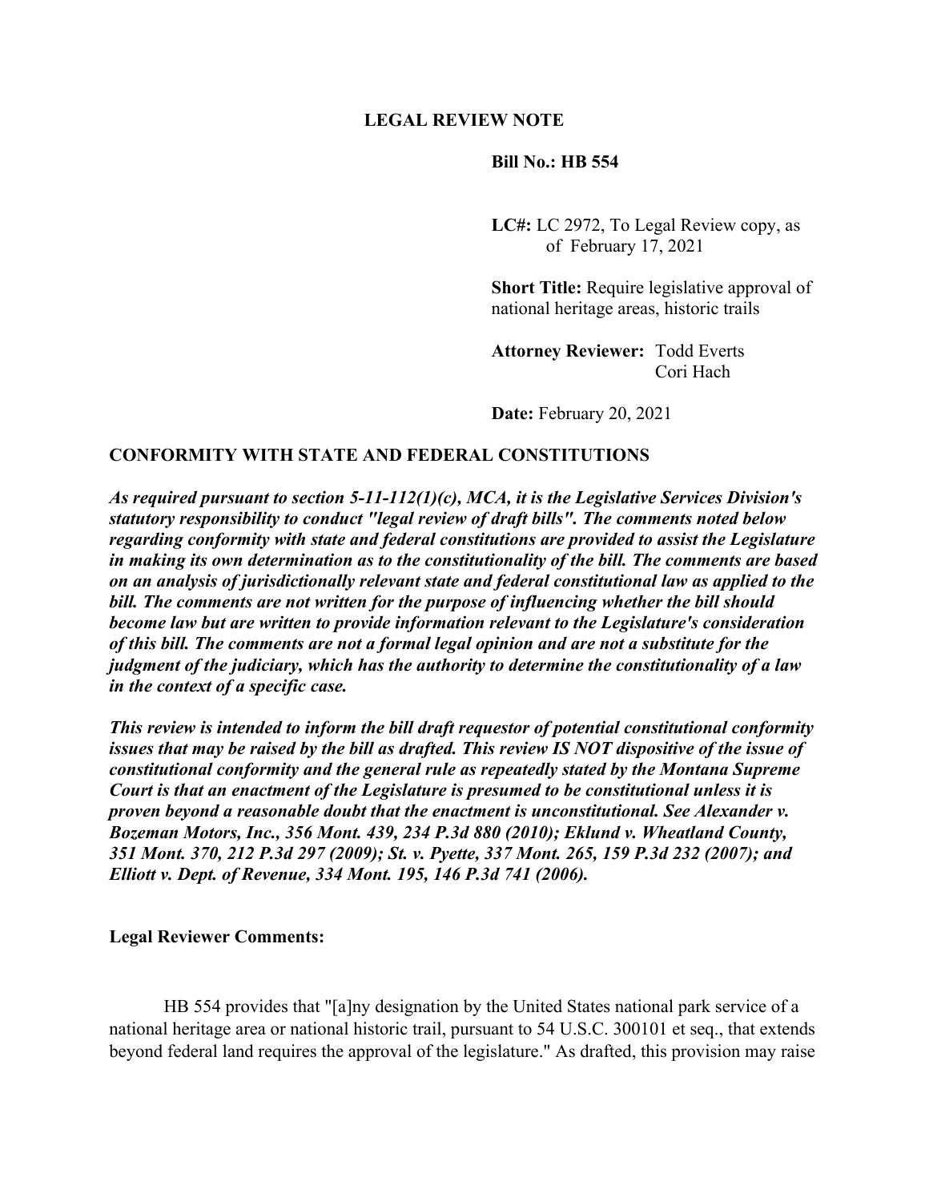**LEGAL REVIEW NOTE**

**Bill No.: HB 554**

**LC#:** LC 2972, To Legal Review copy, as of February 17, 2021

**Short Title:** Require legislative approval of national heritage areas, historic trails

**Attorney Reviewer:** Todd Everts
Cori Hach

**Date:** February 20, 2021

## CONFORMITY WITH STATE AND FEDERAL CONSTITUTIONS

***As required pursuant to section 5-11-112(1)(c), MCA, it is the Legislative Services Division's statutory responsibility to conduct "legal review of draft bills". The comments noted below regarding conformity with state and federal constitutions are provided to assist the Legislature in making its own determination as to the constitutionality of the bill. The comments are based on an analysis of jurisdictionally relevant state and federal constitutional law as applied to the bill. The comments are not written for the purpose of influencing whether the bill should become law but are written to provide information relevant to the Legislature's consideration of this bill. The comments are not a formal legal opinion and are not a substitute for the judgment of the judiciary, which has the authority to determine the constitutionality of a law in the context of a specific case.***

***This review is intended to inform the bill draft requestor of potential constitutional conformity issues that may be raised by the bill as drafted. This review IS NOT dispositive of the issue of constitutional conformity and the general rule as repeatedly stated by the Montana Supreme Court is that an enactment of the Legislature is presumed to be constitutional unless it is proven beyond a reasonable doubt that the enactment is unconstitutional. See Alexander v. Bozeman Motors, Inc., 356 Mont. 439, 234 P.3d 880 (2010); Eklund v. Wheatland County, 351 Mont. 370, 212 P.3d 297 (2009); St. v. Pyette, 337 Mont. 265, 159 P.3d 232 (2007); and Elliott v. Dept. of Revenue, 334 Mont. 195, 146 P.3d 741 (2006).***

**Legal Reviewer Comments:**

HB 554 provides that "[a]ny designation by the United States national park service of a national heritage area or national historic trail, pursuant to 54 U.S.C. 300101 et seq., that extends beyond federal land requires the approval of the legislature." As drafted, this provision may raise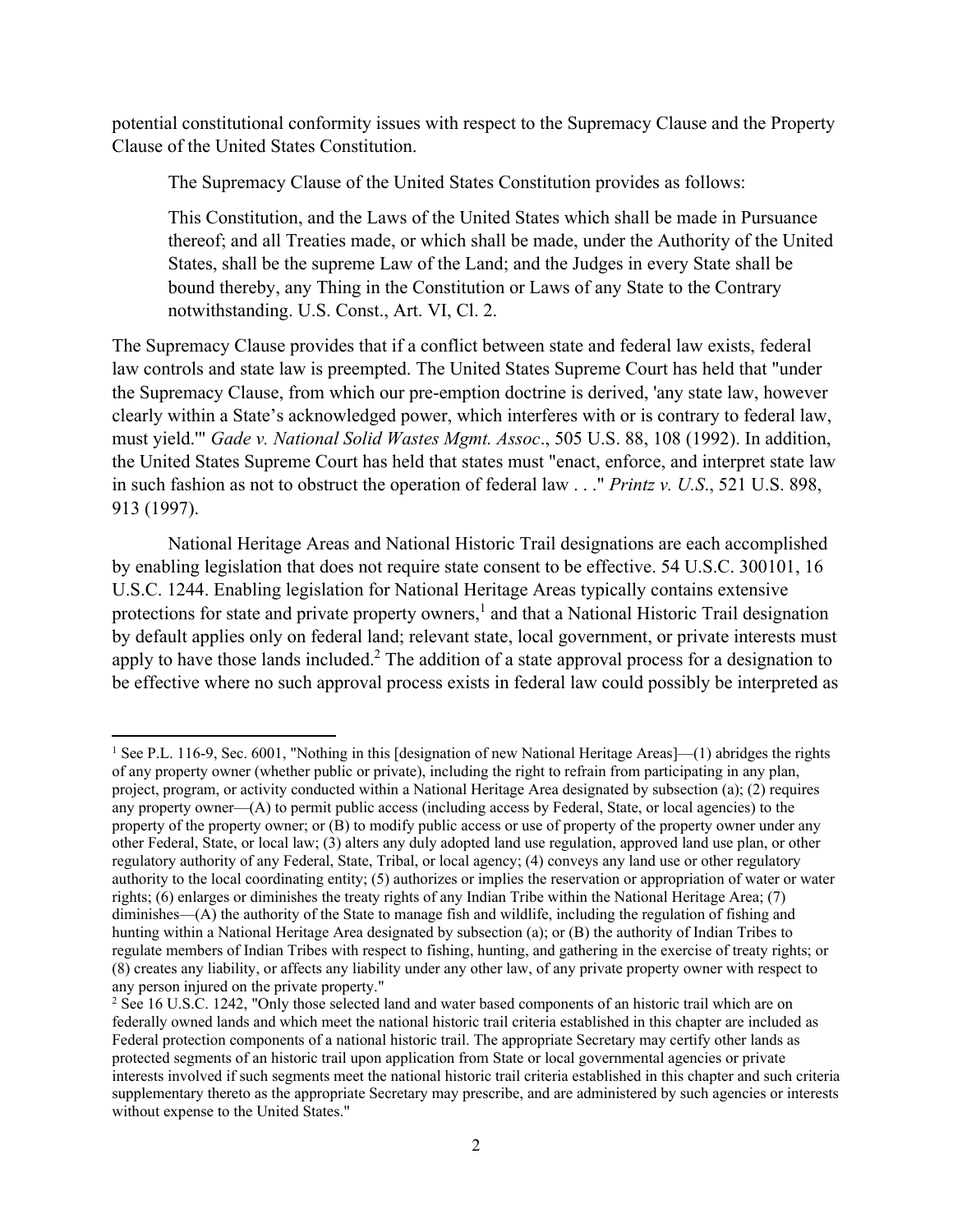potential constitutional conformity issues with respect to the Supremacy Clause and the Property Clause of the United States Constitution.

The Supremacy Clause of the United States Constitution provides as follows:

> This Constitution, and the Laws of the United States which shall be made in Pursuance thereof; and all Treaties made, or which shall be made, under the Authority of the United States, shall be the supreme Law of the Land; and the Judges in every State shall be bound thereby, any Thing in the Constitution or Laws of any State to the Contrary notwithstanding. U.S. Const., Art. VI, Cl. 2.

The Supremacy Clause provides that if a conflict between state and federal law exists, federal law controls and state law is preempted. The United States Supreme Court has held that "under the Supremacy Clause, from which our pre-emption doctrine is derived, 'any state law, however clearly within a State's acknowledged power, which interferes with or is contrary to federal law, must yield.'" *Gade v. National Solid Wastes Mgmt. Assoc*., 505 U.S. 88, 108 (1992). In addition, the United States Supreme Court has held that states must "enact, enforce, and interpret state law in such fashion as not to obstruct the operation of federal law . . ." *Printz v. U.S*., 521 U.S. 898, 913 (1997).

National Heritage Areas and National Historic Trail designations are each accomplished by enabling legislation that does not require state consent to be effective. 54 U.S.C. 300101, 16 U.S.C. 1244. Enabling legislation for National Heritage Areas typically contains extensive protections for state and private property owners,[1] and that a National Historic Trail designation by default applies only on federal land; relevant state, local government, or private interests must apply to have those lands included.[2] The addition of a state approval process for a designation to be effective where no such approval process exists in federal law could possibly be interpreted as

---

[1] See P.L. 116-9, Sec. 6001, "Nothing in this [designation of new National Heritage Areas]—(1) abridges the rights of any property owner (whether public or private), including the right to refrain from participating in any plan, project, program, or activity conducted within a National Heritage Area designated by subsection (a); (2) requires any property owner—(A) to permit public access (including access by Federal, State, or local agencies) to the property of the property owner; or (B) to modify public access or use of property of the property owner under any other Federal, State, or local law; (3) alters any duly adopted land use regulation, approved land use plan, or other regulatory authority of any Federal, State, Tribal, or local agency; (4) conveys any land use or other regulatory authority to the local coordinating entity; (5) authorizes or implies the reservation or appropriation of water or water rights; (6) enlarges or diminishes the treaty rights of any Indian Tribe within the National Heritage Area; (7) diminishes—(A) the authority of the State to manage fish and wildlife, including the regulation of fishing and hunting within a National Heritage Area designated by subsection (a); or (B) the authority of Indian Tribes to regulate members of Indian Tribes with respect to fishing, hunting, and gathering in the exercise of treaty rights; or (8) creates any liability, or affects any liability under any other law, of any private property owner with respect to any person injured on the private property."

[2] See 16 U.S.C. 1242, "Only those selected land and water based components of an historic trail which are on federally owned lands and which meet the national historic trail criteria established in this chapter are included as Federal protection components of a national historic trail. The appropriate Secretary may certify other lands as protected segments of an historic trail upon application from State or local governmental agencies or private interests involved if such segments meet the national historic trail criteria established in this chapter and such criteria supplementary thereto as the appropriate Secretary may prescribe, and are administered by such agencies or interests without expense to the United States."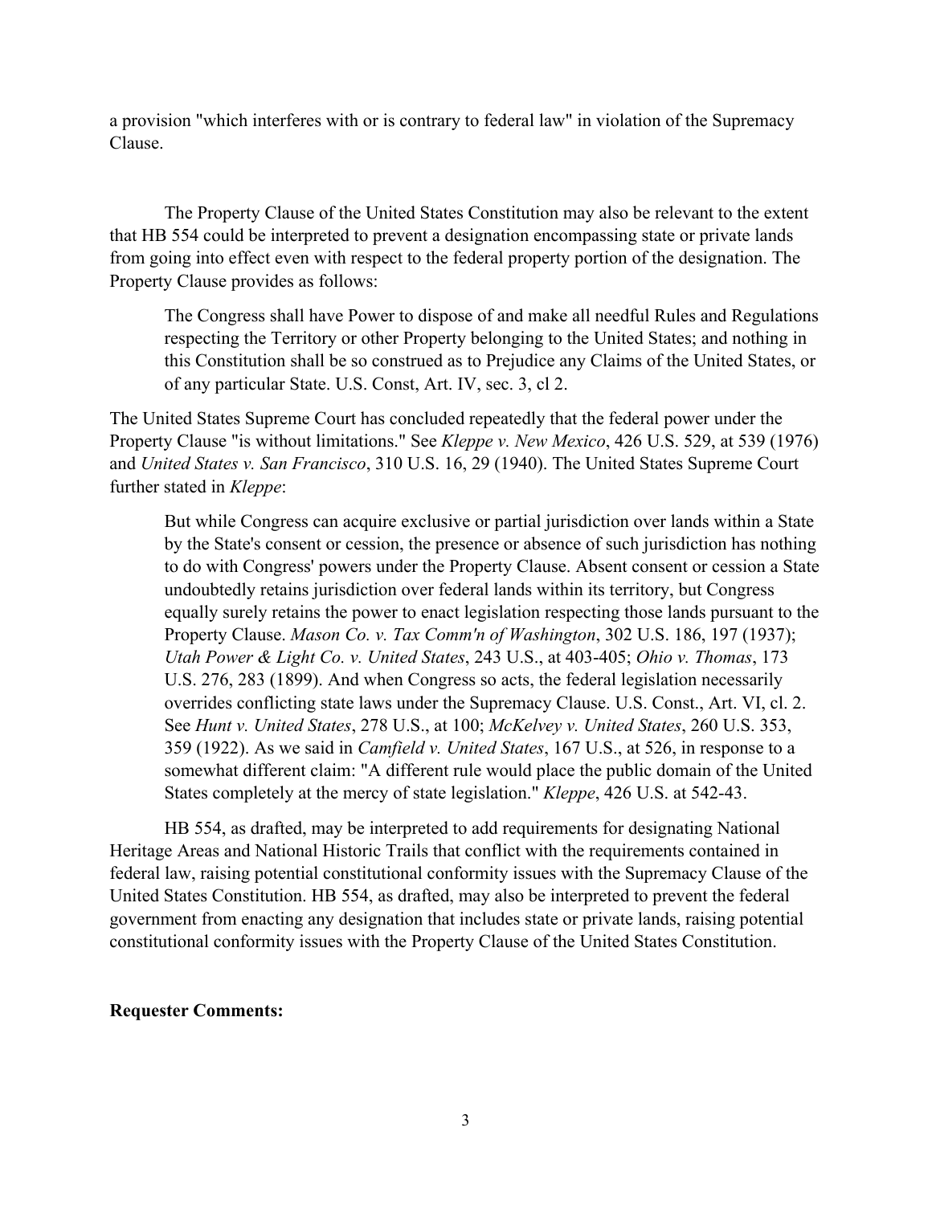a provision "which interferes with or is contrary to federal law" in violation of the Supremacy Clause.

The Property Clause of the United States Constitution may also be relevant to the extent that HB 554 could be interpreted to prevent a designation encompassing state or private lands from going into effect even with respect to the federal property portion of the designation. The Property Clause provides as follows:

> The Congress shall have Power to dispose of and make all needful Rules and Regulations respecting the Territory or other Property belonging to the United States; and nothing in this Constitution shall be so construed as to Prejudice any Claims of the United States, or of any particular State. U.S. Const, Art. IV, sec. 3, cl 2.

The United States Supreme Court has concluded repeatedly that the federal power under the Property Clause "is without limitations." See *Kleppe v. New Mexico*, 426 U.S. 529, at 539 (1976) and *United States v. San Francisco*, 310 U.S. 16, 29 (1940). The United States Supreme Court further stated in *Kleppe*:

> But while Congress can acquire exclusive or partial jurisdiction over lands within a State by the State's consent or cession, the presence or absence of such jurisdiction has nothing to do with Congress' powers under the Property Clause. Absent consent or cession a State undoubtedly retains jurisdiction over federal lands within its territory, but Congress equally surely retains the power to enact legislation respecting those lands pursuant to the Property Clause. *Mason Co. v. Tax Comm'n of Washington*, 302 U.S. 186, 197 (1937); *Utah Power & Light Co. v. United States*, 243 U.S., at 403-405; *Ohio v. Thomas*, 173 U.S. 276, 283 (1899). And when Congress so acts, the federal legislation necessarily overrides conflicting state laws under the Supremacy Clause. U.S. Const., Art. VI, cl. 2. See *Hunt v. United States*, 278 U.S., at 100; *McKelvey v. United States*, 260 U.S. 353, 359 (1922). As we said in *Camfield v. United States*, 167 U.S., at 526, in response to a somewhat different claim: "A different rule would place the public domain of the United States completely at the mercy of state legislation." *Kleppe*, 426 U.S. at 542-43.

HB 554, as drafted, may be interpreted to add requirements for designating National Heritage Areas and National Historic Trails that conflict with the requirements contained in federal law, raising potential constitutional conformity issues with the Supremacy Clause of the United States Constitution. HB 554, as drafted, may also be interpreted to prevent the federal government from enacting any designation that includes state or private lands, raising potential constitutional conformity issues with the Property Clause of the United States Constitution.

**Requester Comments:**